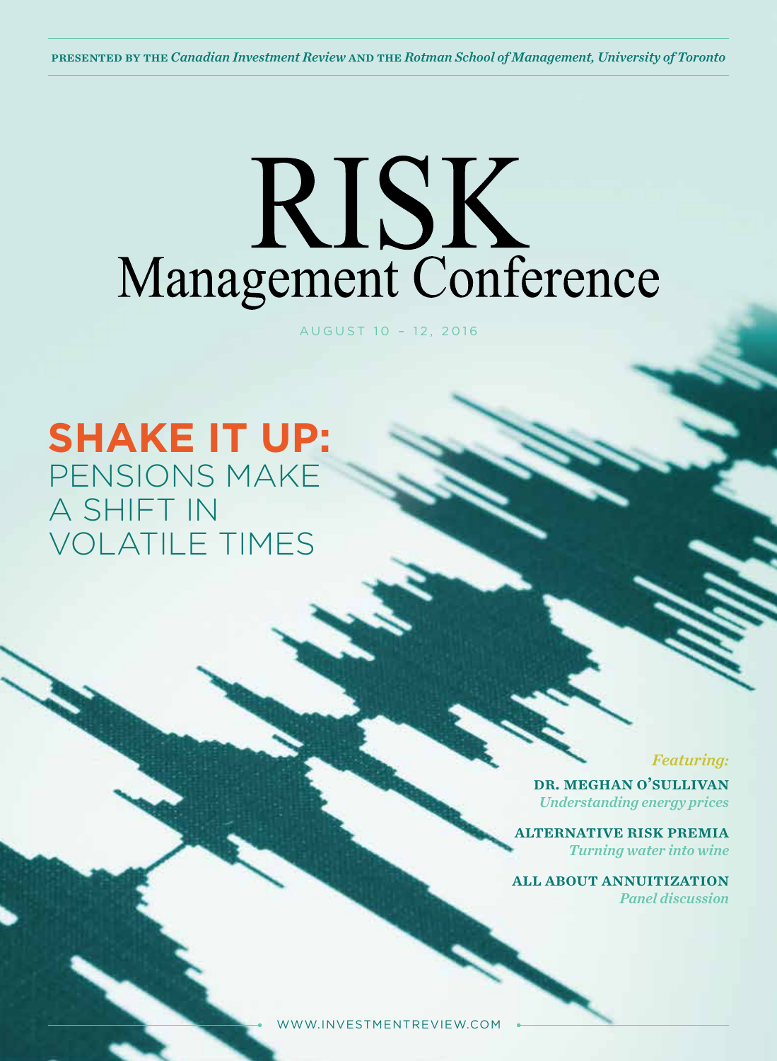**PRESENTED BY THE** ***Canadian Investment Review*** **AND THE** ***Rotman School of Management, University of Toronto***

# RISK
# Management Conference

AUGUST 10 – 12, 2016

## SHAKE IT UP:
## PENSIONS MAKE A SHIFT IN VOLATILE TIMES

*Featuring:*

**DR. MEGHAN O'SULLIVAN**
*Understanding energy prices*

**ALTERNATIVE RISK PREMIA**
*Turning water into wine*

**ALL ABOUT ANNUITIZATION**
*Panel discussion*

WWW.INVESTMENTREVIEW.COM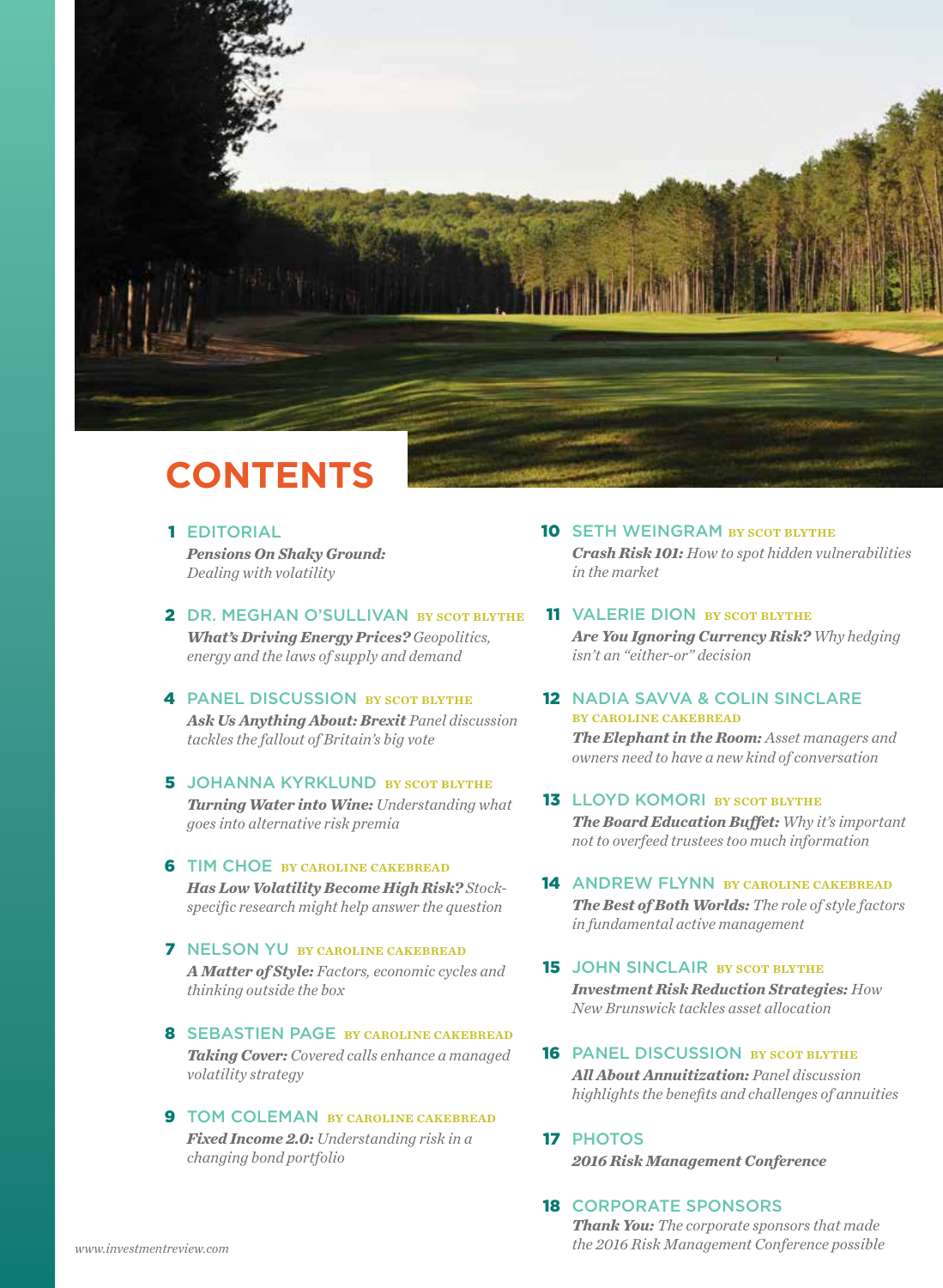# CONTENTS

**1** EDITORIAL
***Pensions On Shaky Ground:*** *Dealing with volatility*

**2** DR. MEGHAN O'SULLIVAN BY SCOT BLYTHE
***What's Driving Energy Prices?*** *Geopolitics, energy and the laws of supply and demand*

**4** PANEL DISCUSSION BY SCOT BLYTHE
***Ask Us Anything About: Brexit*** *Panel discussion tackles the fallout of Britain's big vote*

**5** JOHANNA KYRKLUND BY SCOT BLYTHE
***Turning Water into Wine:*** *Understanding what goes into alternative risk premia*

**6** TIM CHOE BY CAROLINE CAKEBREAD
***Has Low Volatility Become High Risk?*** *Stock-specific research might help answer the question*

**7** NELSON YU BY CAROLINE CAKEBREAD
***A Matter of Style:*** *Factors, economic cycles and thinking outside the box*

**8** SEBASTIEN PAGE BY CAROLINE CAKEBREAD
***Taking Cover:*** *Covered calls enhance a managed volatility strategy*

**9** TOM COLEMAN BY CAROLINE CAKEBREAD
***Fixed Income 2.0:*** *Understanding risk in a changing bond portfolio*

**10** SETH WEINGRAM BY SCOT BLYTHE
***Crash Risk 101:*** *How to spot hidden vulnerabilities in the market*

**11** VALERIE DION BY SCOT BLYTHE
***Are You Ignoring Currency Risk?*** *Why hedging isn't an "either-or" decision*

**12** NADIA SAVVA & COLIN SINCLARE BY CAROLINE CAKEBREAD
***The Elephant in the Room:*** *Asset managers and owners need to have a new kind of conversation*

**13** LLOYD KOMORI BY SCOT BLYTHE
***The Board Education Buffet:*** *Why it's important not to overfeed trustees too much information*

**14** ANDREW FLYNN BY CAROLINE CAKEBREAD
***The Best of Both Worlds:*** *The role of style factors in fundamental active management*

**15** JOHN SINCLAIR BY SCOT BLYTHE
***Investment Risk Reduction Strategies:*** *How New Brunswick tackles asset allocation*

**16** PANEL DISCUSSION BY SCOT BLYTHE
***All About Annuitization:*** *Panel discussion highlights the benefits and challenges of annuities*

**17** PHOTOS
***2016 Risk Management Conference***

**18** CORPORATE SPONSORS
***Thank You:*** *The corporate sponsors that made the 2016 Risk Management Conference possible*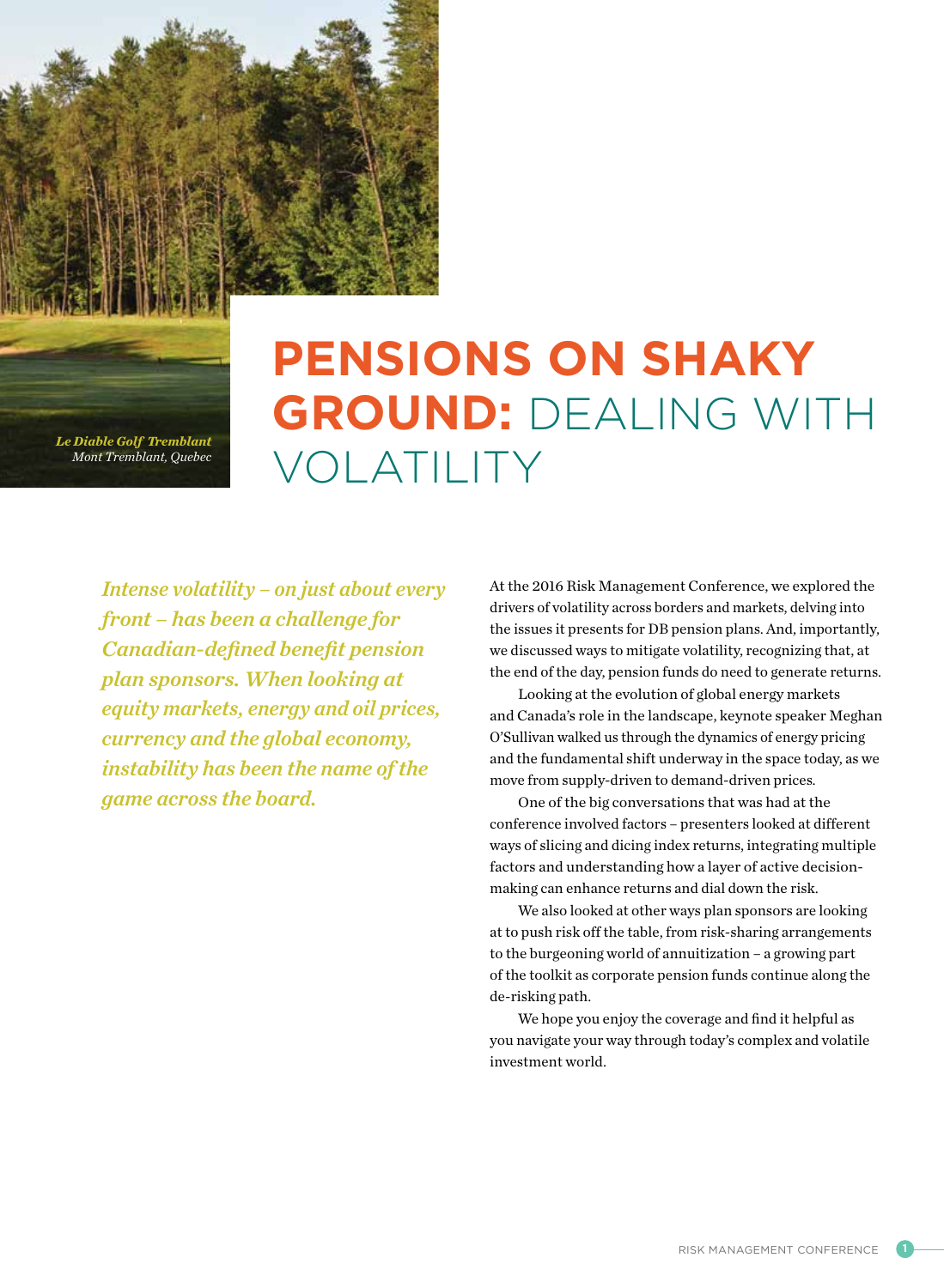*Le Diable Golf Tremblant*
*Mont Tremblant, Quebec*

# PENSIONS ON SHAKY GROUND: DEALING WITH VOLATILITY

*Intense volatility – on just about every front – has been a challenge for Canadian-defined benefit pension plan sponsors. When looking at equity markets, energy and oil prices, currency and the global economy, instability has been the name of the game across the board.*

At the 2016 Risk Management Conference, we explored the drivers of volatility across borders and markets, delving into the issues it presents for DB pension plans. And, importantly, we discussed ways to mitigate volatility, recognizing that, at the end of the day, pension funds do need to generate returns.

Looking at the evolution of global energy markets and Canada's role in the landscape, keynote speaker Meghan O'Sullivan walked us through the dynamics of energy pricing and the fundamental shift underway in the space today, as we move from supply-driven to demand-driven prices.

One of the big conversations that was had at the conference involved factors – presenters looked at different ways of slicing and dicing index returns, integrating multiple factors and understanding how a layer of active decision-making can enhance returns and dial down the risk.

We also looked at other ways plan sponsors are looking at to push risk off the table, from risk-sharing arrangements to the burgeoning world of annuitization – a growing part of the toolkit as corporate pension funds continue along the de-risking path.

We hope you enjoy the coverage and find it helpful as you navigate your way through today's complex and volatile investment world.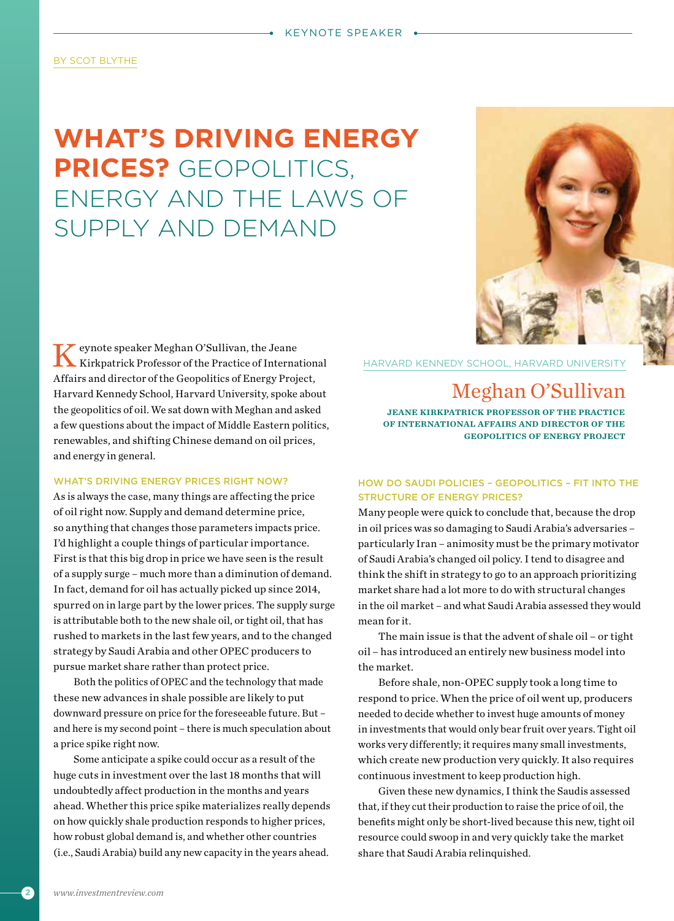BY SCOT BLYTHE

# WHAT'S DRIVING ENERGY PRICES? GEOPOLITICS, ENERGY AND THE LAWS OF SUPPLY AND DEMAND

HARVARD KENNEDY SCHOOL, HARVARD UNIVERSITY

## Meghan O'Sullivan

**JEANE KIRKPATRICK PROFESSOR OF THE PRACTICE OF INTERNATIONAL AFFAIRS AND DIRECTOR OF THE GEOPOLITICS OF ENERGY PROJECT**

Keynote speaker Meghan O'Sullivan, the Jeane Kirkpatrick Professor of the Practice of International Affairs and director of the Geopolitics of Energy Project, Harvard Kennedy School, Harvard University, spoke about the geopolitics of oil. We sat down with Meghan and asked a few questions about the impact of Middle Eastern politics, renewables, and shifting Chinese demand on oil prices, and energy in general.

### WHAT'S DRIVING ENERGY PRICES RIGHT NOW?

As is always the case, many things are affecting the price of oil right now. Supply and demand determine price, so anything that changes those parameters impacts price. I'd highlight a couple things of particular importance. First is that this big drop in price we have seen is the result of a supply surge – much more than a diminution of demand. In fact, demand for oil has actually picked up since 2014, spurred on in large part by the lower prices. The supply surge is attributable both to the new shale oil, or tight oil, that has rushed to markets in the last few years, and to the changed strategy by Saudi Arabia and other OPEC producers to pursue market share rather than protect price.

Both the politics of OPEC and the technology that made these new advances in shale possible are likely to put downward pressure on price for the foreseeable future. But – and here is my second point – there is much speculation about a price spike right now.

Some anticipate a spike could occur as a result of the huge cuts in investment over the last 18 months that will undoubtedly affect production in the months and years ahead. Whether this price spike materializes really depends on how quickly shale production responds to higher prices, how robust global demand is, and whether other countries (i.e., Saudi Arabia) build any new capacity in the years ahead.

### HOW DO SAUDI POLICIES – GEOPOLITICS – FIT INTO THE STRUCTURE OF ENERGY PRICES?

Many people were quick to conclude that, because the drop in oil prices was so damaging to Saudi Arabia's adversaries – particularly Iran – animosity must be the primary motivator of Saudi Arabia's changed oil policy. I tend to disagree and think the shift in strategy to go to an approach prioritizing market share had a lot more to do with structural changes in the oil market – and what Saudi Arabia assessed they would mean for it.

The main issue is that the advent of shale oil – or tight oil – has introduced an entirely new business model into the market.

Before shale, non-OPEC supply took a long time to respond to price. When the price of oil went up, producers needed to decide whether to invest huge amounts of money in investments that would only bear fruit over years. Tight oil works very differently; it requires many small investments, which create new production very quickly. It also requires continuous investment to keep production high.

Given these new dynamics, I think the Saudis assessed that, if they cut their production to raise the price of oil, the benefits might only be short-lived because this new, tight oil resource could swoop in and very quickly take the market share that Saudi Arabia relinquished.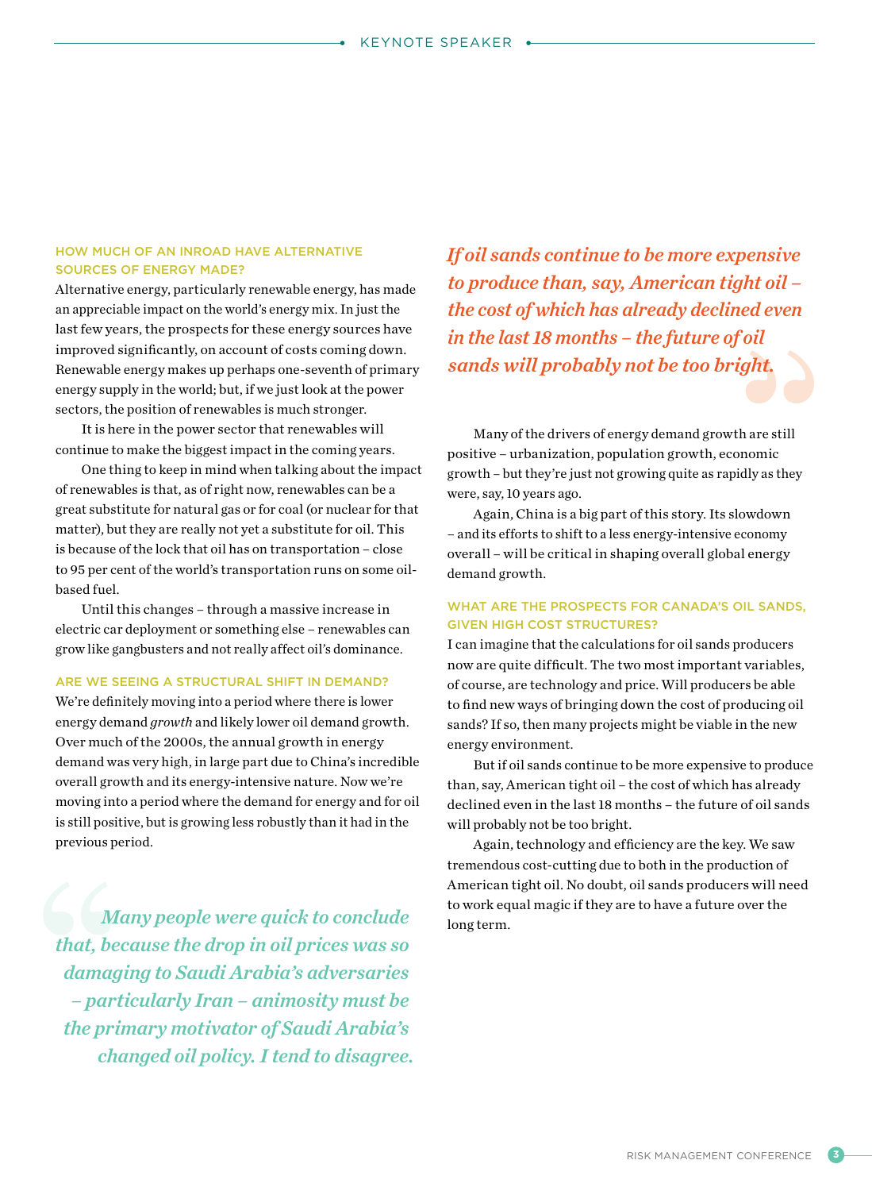## HOW MUCH OF AN INROAD HAVE ALTERNATIVE SOURCES OF ENERGY MADE?

Alternative energy, particularly renewable energy, has made an appreciable impact on the world's energy mix. In just the last few years, the prospects for these energy sources have improved significantly, on account of costs coming down. Renewable energy makes up perhaps one-seventh of primary energy supply in the world; but, if we just look at the power sectors, the position of renewables is much stronger.

It is here in the power sector that renewables will continue to make the biggest impact in the coming years.

One thing to keep in mind when talking about the impact of renewables is that, as of right now, renewables can be a great substitute for natural gas or for coal (or nuclear for that matter), but they are really not yet a substitute for oil. This is because of the lock that oil has on transportation – close to 95 per cent of the world's transportation runs on some oil-based fuel.

Until this changes – through a massive increase in electric car deployment or something else – renewables can grow like gangbusters and not really affect oil's dominance.

## ARE WE SEEING A STRUCTURAL SHIFT IN DEMAND?

We're definitely moving into a period where there is lower energy demand *growth* and likely lower oil demand growth. Over much of the 2000s, the annual growth in energy demand was very high, in large part due to China's incredible overall growth and its energy-intensive nature. Now we're moving into a period where the demand for energy and for oil is still positive, but is growing less robustly than it had in the previous period.

> *Many people were quick to conclude that, because the drop in oil prices was so damaging to Saudi Arabia's adversaries – particularly Iran – animosity must be the primary motivator of Saudi Arabia's changed oil policy. I tend to disagree.*

> *If oil sands continue to be more expensive to produce than, say, American tight oil – the cost of which has already declined even in the last 18 months – the future of oil sands will probably not be too bright.*

Many of the drivers of energy demand growth are still positive – urbanization, population growth, economic growth – but they're just not growing quite as rapidly as they were, say, 10 years ago.

Again, China is a big part of this story. Its slowdown – and its efforts to shift to a less energy-intensive economy overall – will be critical in shaping overall global energy demand growth.

## WHAT ARE THE PROSPECTS FOR CANADA'S OIL SANDS, GIVEN HIGH COST STRUCTURES?

I can imagine that the calculations for oil sands producers now are quite difficult. The two most important variables, of course, are technology and price. Will producers be able to find new ways of bringing down the cost of producing oil sands? If so, then many projects might be viable in the new energy environment.

But if oil sands continue to be more expensive to produce than, say, American tight oil – the cost of which has already declined even in the last 18 months – the future of oil sands will probably not be too bright.

Again, technology and efficiency are the key. We saw tremendous cost-cutting due to both in the production of American tight oil. No doubt, oil sands producers will need to work equal magic if they are to have a future over the long term.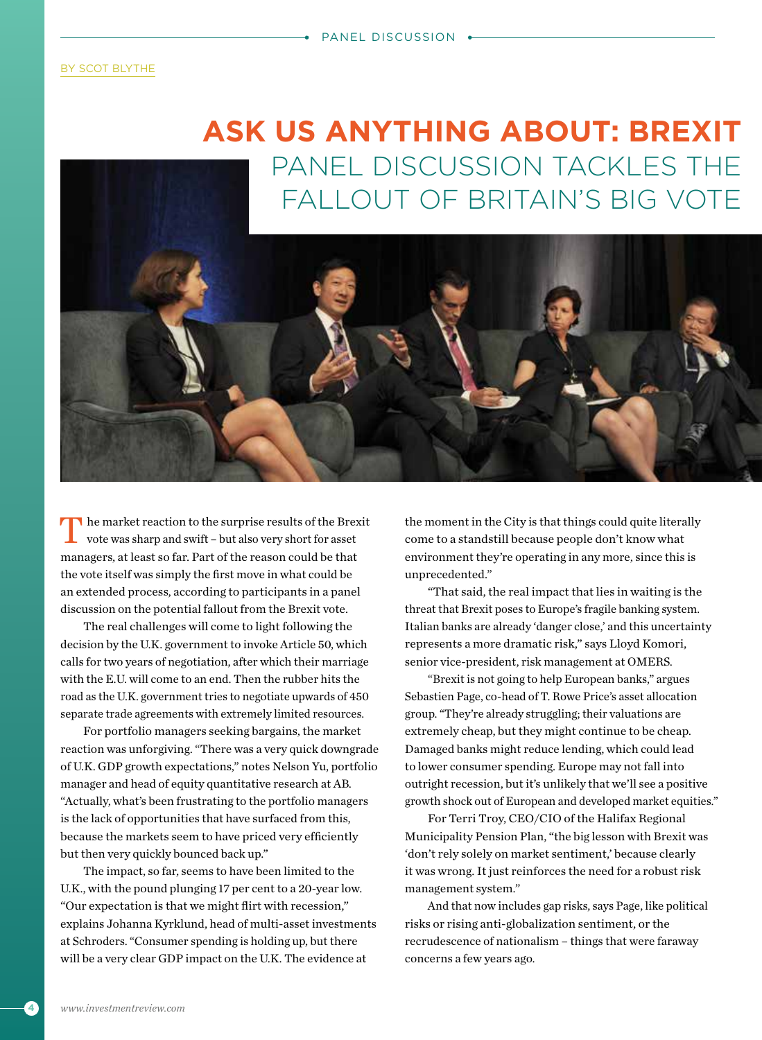PANEL DISCUSSION

BY SCOT BLYTHE

# ASK US ANYTHING ABOUT: BREXIT

## PANEL DISCUSSION TACKLES THE FALLOUT OF BRITAIN'S BIG VOTE

The market reaction to the surprise results of the Brexit vote was sharp and swift – but also very short for asset managers, at least so far. Part of the reason could be that the vote itself was simply the first move in what could be an extended process, according to participants in a panel discussion on the potential fallout from the Brexit vote.

The real challenges will come to light following the decision by the U.K. government to invoke Article 50, which calls for two years of negotiation, after which their marriage with the E.U. will come to an end. Then the rubber hits the road as the U.K. government tries to negotiate upwards of 450 separate trade agreements with extremely limited resources.

For portfolio managers seeking bargains, the market reaction was unforgiving. "There was a very quick downgrade of U.K. GDP growth expectations," notes Nelson Yu, portfolio manager and head of equity quantitative research at AB. "Actually, what's been frustrating to the portfolio managers is the lack of opportunities that have surfaced from this, because the markets seem to have priced very efficiently but then very quickly bounced back up."

The impact, so far, seems to have been limited to the U.K., with the pound plunging 17 per cent to a 20-year low. "Our expectation is that we might flirt with recession," explains Johanna Kyrklund, head of multi-asset investments at Schroders. "Consumer spending is holding up, but there will be a very clear GDP impact on the U.K. The evidence at the moment in the City is that things could quite literally come to a standstill because people don't know what environment they're operating in any more, since this is unprecedented."

"That said, the real impact that lies in waiting is the threat that Brexit poses to Europe's fragile banking system. Italian banks are already 'danger close,' and this uncertainty represents a more dramatic risk," says Lloyd Komori, senior vice-president, risk management at OMERS.

"Brexit is not going to help European banks," argues Sebastien Page, co-head of T. Rowe Price's asset allocation group. "They're already struggling; their valuations are extremely cheap, but they might continue to be cheap. Damaged banks might reduce lending, which could lead to lower consumer spending. Europe may not fall into outright recession, but it's unlikely that we'll see a positive growth shock out of European and developed market equities."

For Terri Troy, CEO/CIO of the Halifax Regional Municipality Pension Plan, "the big lesson with Brexit was 'don't rely solely on market sentiment,' because clearly it was wrong. It just reinforces the need for a robust risk management system."

And that now includes gap risks, says Page, like political risks or rising anti-globalization sentiment, or the recrudescence of nationalism – things that were faraway concerns a few years ago.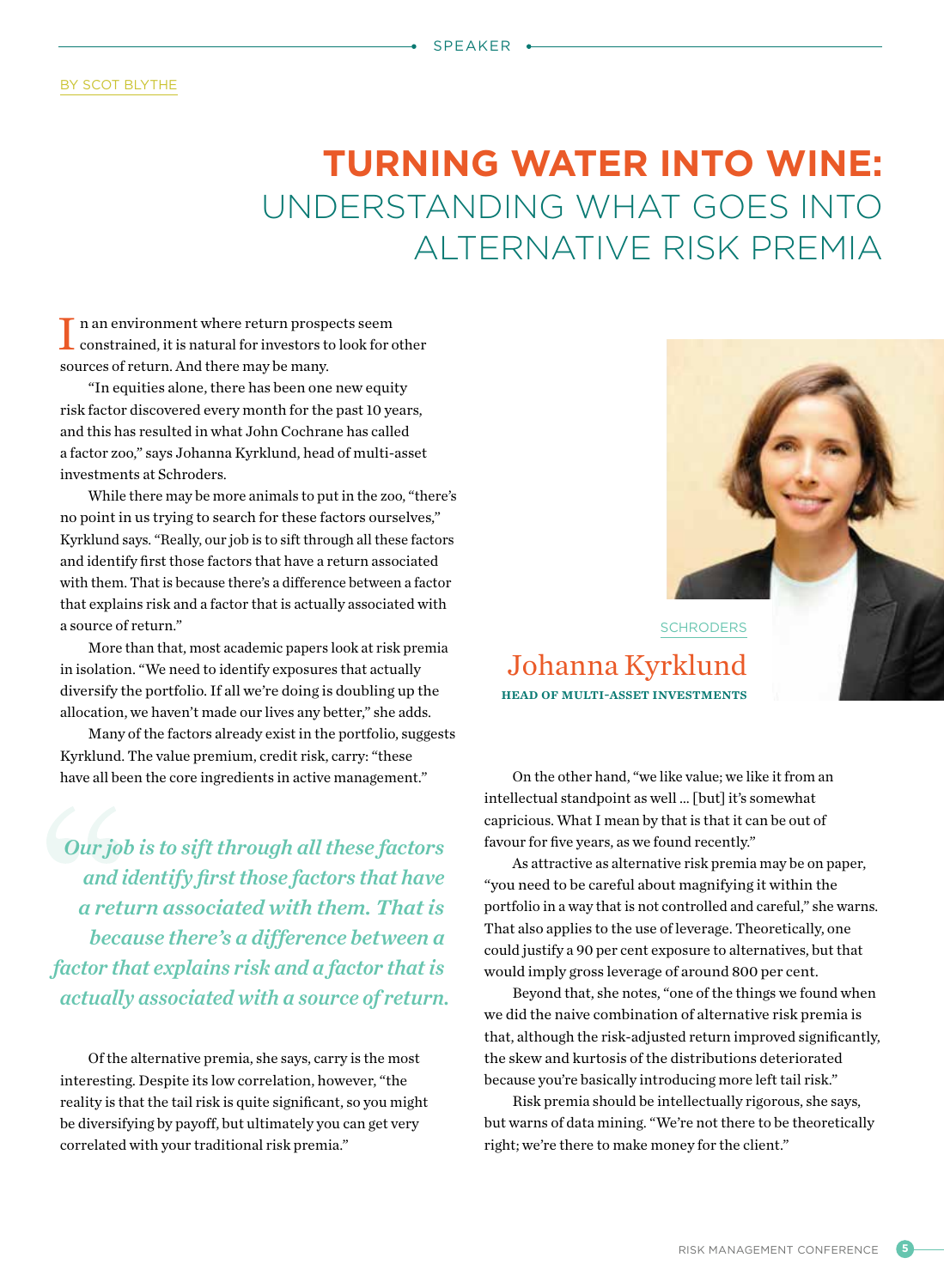SPEAKER

BY SCOT BLYTHE

# TURNING WATER INTO WINE: UNDERSTANDING WHAT GOES INTO ALTERNATIVE RISK PREMIA

In an environment where return prospects seem constrained, it is natural for investors to look for other sources of return. And there may be many.

"In equities alone, there has been one new equity risk factor discovered every month for the past 10 years, and this has resulted in what John Cochrane has called a factor zoo," says Johanna Kyrklund, head of multi-asset investments at Schroders.

While there may be more animals to put in the zoo, "there's no point in us trying to search for these factors ourselves," Kyrklund says. "Really, our job is to sift through all these factors and identify first those factors that have a return associated with them. That is because there's a difference between a factor that explains risk and a factor that is actually associated with a source of return."

More than that, most academic papers look at risk premia in isolation. "We need to identify exposures that actually diversify the portfolio. If all we're doing is doubling up the allocation, we haven't made our lives any better," she adds.

Many of the factors already exist in the portfolio, suggests Kyrklund. The value premium, credit risk, carry: "these have all been the core ingredients in active management."

> *Our job is to sift through all these factors and identify first those factors that have a return associated with them. That is because there's a difference between a factor that explains risk and a factor that is actually associated with a source of return.*

Of the alternative premia, she says, carry is the most interesting. Despite its low correlation, however, "the reality is that the tail risk is quite significant, so you might be diversifying by payoff, but ultimately you can get very correlated with your traditional risk premia."

SCHRODERS

**Johanna Kyrklund**

**HEAD OF MULTI-ASSET INVESTMENTS**

On the other hand, "we like value; we like it from an intellectual standpoint as well ... [but] it's somewhat capricious. What I mean by that is that it can be out of favour for five years, as we found recently."

As attractive as alternative risk premia may be on paper, "you need to be careful about magnifying it within the portfolio in a way that is not controlled and careful," she warns. That also applies to the use of leverage. Theoretically, one could justify a 90 per cent exposure to alternatives, but that would imply gross leverage of around 800 per cent.

Beyond that, she notes, "one of the things we found when we did the naive combination of alternative risk premia is that, although the risk-adjusted return improved significantly, the skew and kurtosis of the distributions deteriorated because you're basically introducing more left tail risk."

Risk premia should be intellectually rigorous, she says, but warns of data mining. "We're not there to be theoretically right; we're there to make money for the client."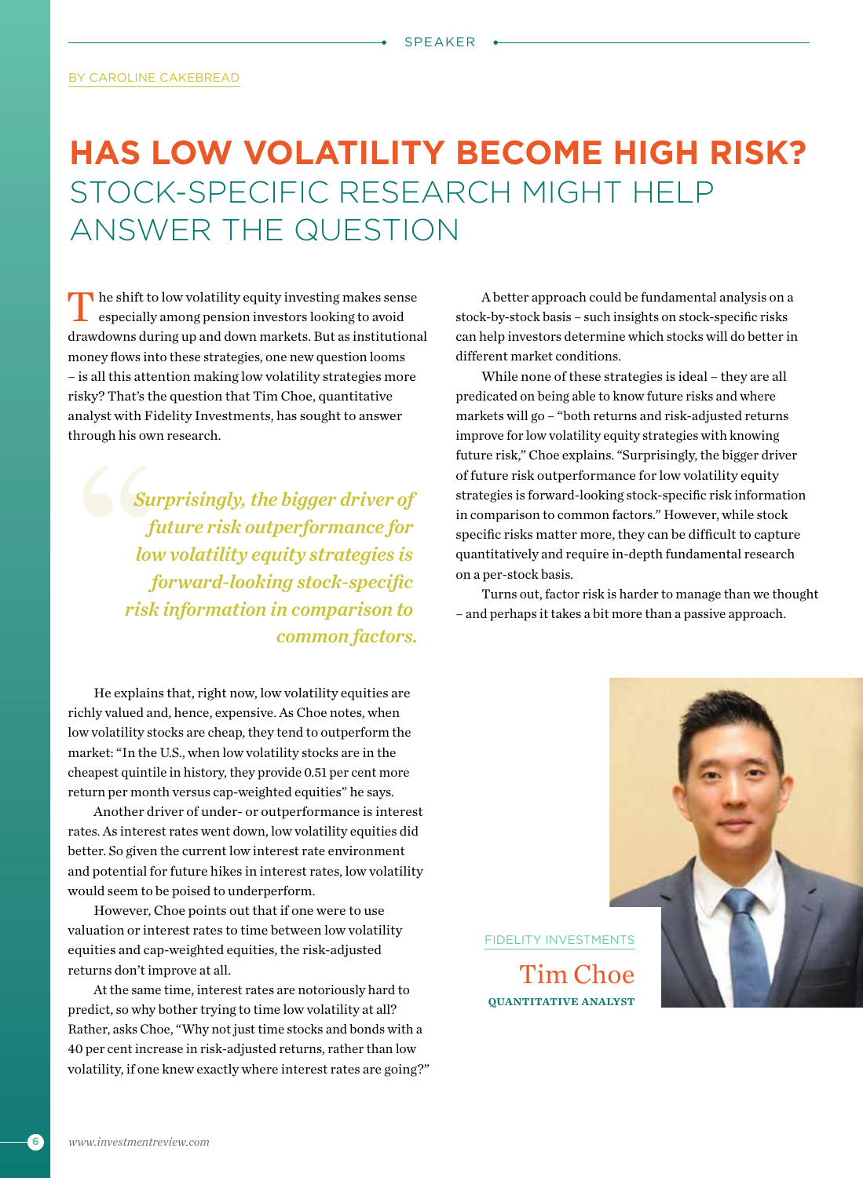SPEAKER

BY CAROLINE CAKEBREAD

# HAS LOW VOLATILITY BECOME HIGH RISK?

## STOCK-SPECIFIC RESEARCH MIGHT HELP ANSWER THE QUESTION

The shift to low volatility equity investing makes sense especially among pension investors looking to avoid drawdowns during up and down markets. But as institutional money flows into these strategies, one new question looms – is all this attention making low volatility strategies more risky? That's the question that Tim Choe, quantitative analyst with Fidelity Investments, has sought to answer through his own research.

> *Surprisingly, the bigger driver of future risk outperformance for low volatility equity strategies is forward-looking stock-specific risk information in comparison to common factors.*

He explains that, right now, low volatility equities are richly valued and, hence, expensive. As Choe notes, when low volatility stocks are cheap, they tend to outperform the market: "In the U.S., when low volatility stocks are in the cheapest quintile in history, they provide 0.51 per cent more return per month versus cap-weighted equities" he says.

Another driver of under- or outperformance is interest rates. As interest rates went down, low volatility equities did better. So given the current low interest rate environment and potential for future hikes in interest rates, low volatility would seem to be poised to underperform.

However, Choe points out that if one were to use valuation or interest rates to time between low volatility equities and cap-weighted equities, the risk-adjusted returns don't improve at all.

At the same time, interest rates are notoriously hard to predict, so why bother trying to time low volatility at all? Rather, asks Choe, "Why not just time stocks and bonds with a 40 per cent increase in risk-adjusted returns, rather than low volatility, if one knew exactly where interest rates are going?"

A better approach could be fundamental analysis on a stock-by-stock basis – such insights on stock-specific risks can help investors determine which stocks will do better in different market conditions.

While none of these strategies is ideal – they are all predicated on being able to know future risks and where markets will go – "both returns and risk-adjusted returns improve for low volatility equity strategies with knowing future risk," Choe explains. "Surprisingly, the bigger driver of future risk outperformance for low volatility equity strategies is forward-looking stock-specific risk information in comparison to common factors." However, while stock specific risks matter more, they can be difficult to capture quantitatively and require in-depth fundamental research on a per-stock basis.

Turns out, factor risk is harder to manage than we thought – and perhaps it takes a bit more than a passive approach.

FIDELITY INVESTMENTS

**Tim Choe**

**QUANTITATIVE ANALYST**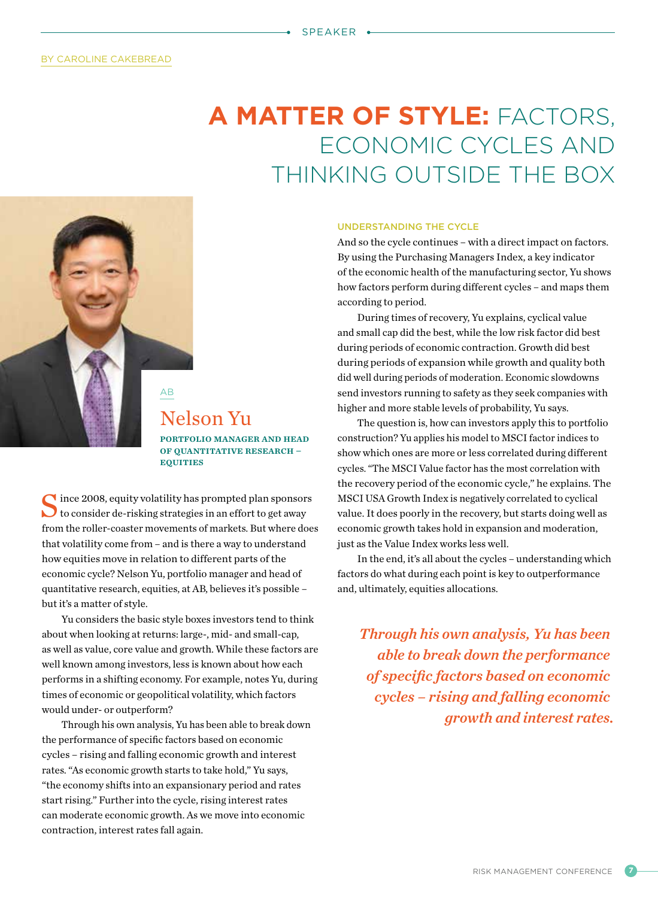SPEAKER

BY CAROLINE CAKEBREAD

# A MATTER OF STYLE: FACTORS, ECONOMIC CYCLES AND THINKING OUTSIDE THE BOX

AB

## Nelson Yu

**PORTFOLIO MANAGER AND HEAD OF QUANTITATIVE RESEARCH – EQUITIES**

Since 2008, equity volatility has prompted plan sponsors to consider de-risking strategies in an effort to get away from the roller-coaster movements of markets. But where does that volatility come from – and is there a way to understand how equities move in relation to different parts of the economic cycle? Nelson Yu, portfolio manager and head of quantitative research, equities, at AB, believes it's possible – but it's a matter of style.

Yu considers the basic style boxes investors tend to think about when looking at returns: large-, mid- and small-cap, as well as value, core value and growth. While these factors are well known among investors, less is known about how each performs in a shifting economy. For example, notes Yu, during times of economic or geopolitical volatility, which factors would under- or outperform?

Through his own analysis, Yu has been able to break down the performance of specific factors based on economic cycles – rising and falling economic growth and interest rates. "As economic growth starts to take hold," Yu says, "the economy shifts into an expansionary period and rates start rising." Further into the cycle, rising interest rates can moderate economic growth. As we move into economic contraction, interest rates fall again.

### UNDERSTANDING THE CYCLE

And so the cycle continues – with a direct impact on factors. By using the Purchasing Managers Index, a key indicator of the economic health of the manufacturing sector, Yu shows how factors perform during different cycles – and maps them according to period.

During times of recovery, Yu explains, cyclical value and small cap did the best, while the low risk factor did best during periods of economic contraction. Growth did best during periods of expansion while growth and quality both did well during periods of moderation. Economic slowdowns send investors running to safety as they seek companies with higher and more stable levels of probability, Yu says.

The question is, how can investors apply this to portfolio construction? Yu applies his model to MSCI factor indices to show which ones are more or less correlated during different cycles. "The MSCI Value factor has the most correlation with the recovery period of the economic cycle," he explains. The MSCI USA Growth Index is negatively correlated to cyclical value. It does poorly in the recovery, but starts doing well as economic growth takes hold in expansion and moderation, just as the Value Index works less well.

In the end, it's all about the cycles – understanding which factors do what during each point is key to outperformance and, ultimately, equities allocations.

*Through his own analysis, Yu has been able to break down the performance of specific factors based on economic cycles – rising and falling economic growth and interest rates.*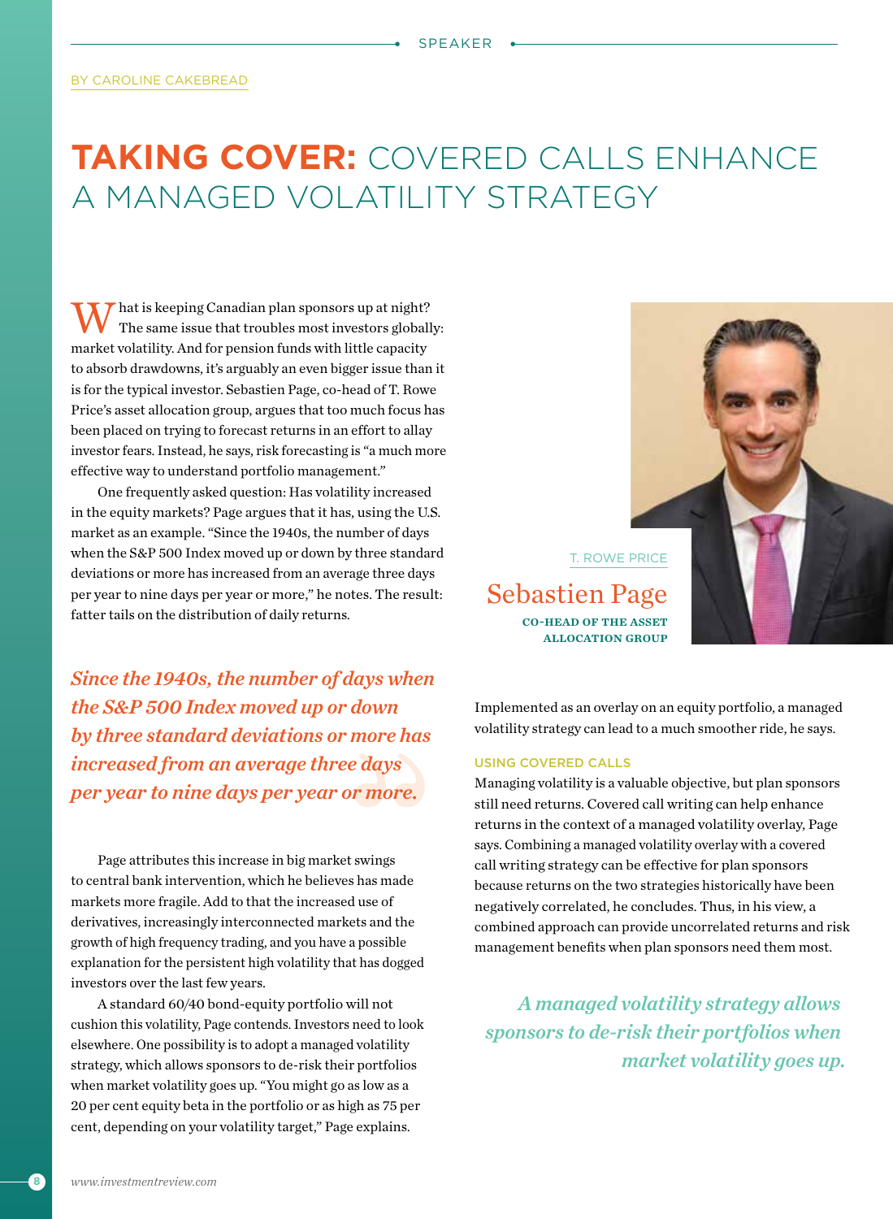SPEAKER

BY CAROLINE CAKEBREAD

# TAKING COVER: COVERED CALLS ENHANCE A MANAGED VOLATILITY STRATEGY

T. ROWE PRICE

**Sebastien Page**

**CO-HEAD OF THE ASSET ALLOCATION GROUP**

What is keeping Canadian plan sponsors up at night? The same issue that troubles most investors globally: market volatility. And for pension funds with little capacity to absorb drawdowns, it's arguably an even bigger issue than it is for the typical investor. Sebastien Page, co-head of T. Rowe Price's asset allocation group, argues that too much focus has been placed on trying to forecast returns in an effort to allay investor fears. Instead, he says, risk forecasting is "a much more effective way to understand portfolio management."

One frequently asked question: Has volatility increased in the equity markets? Page argues that it has, using the U.S. market as an example. "Since the 1940s, the number of days when the S&P 500 Index moved up or down by three standard deviations or more has increased from an average three days per year to nine days per year or more," he notes. The result: fatter tails on the distribution of daily returns.

*Since the 1940s, the number of days when the S&P 500 Index moved up or down by three standard deviations or more has increased from an average three days per year to nine days per year or more.*

Page attributes this increase in big market swings to central bank intervention, which he believes has made markets more fragile. Add to that the increased use of derivatives, increasingly interconnected markets and the growth of high frequency trading, and you have a possible explanation for the persistent high volatility that has dogged investors over the last few years.

A standard 60/40 bond-equity portfolio will not cushion this volatility, Page contends. Investors need to look elsewhere. One possibility is to adopt a managed volatility strategy, which allows sponsors to de-risk their portfolios when market volatility goes up. "You might go as low as a 20 per cent equity beta in the portfolio or as high as 75 per cent, depending on your volatility target," Page explains.

Implemented as an overlay on an equity portfolio, a managed volatility strategy can lead to a much smoother ride, he says.

### USING COVERED CALLS

Managing volatility is a valuable objective, but plan sponsors still need returns. Covered call writing can help enhance returns in the context of a managed volatility overlay, Page says. Combining a managed volatility overlay with a covered call writing strategy can be effective for plan sponsors because returns on the two strategies historically have been negatively correlated, he concludes. Thus, in his view, a combined approach can provide uncorrelated returns and risk management benefits when plan sponsors need them most.

*A managed volatility strategy allows sponsors to de-risk their portfolios when market volatility goes up.*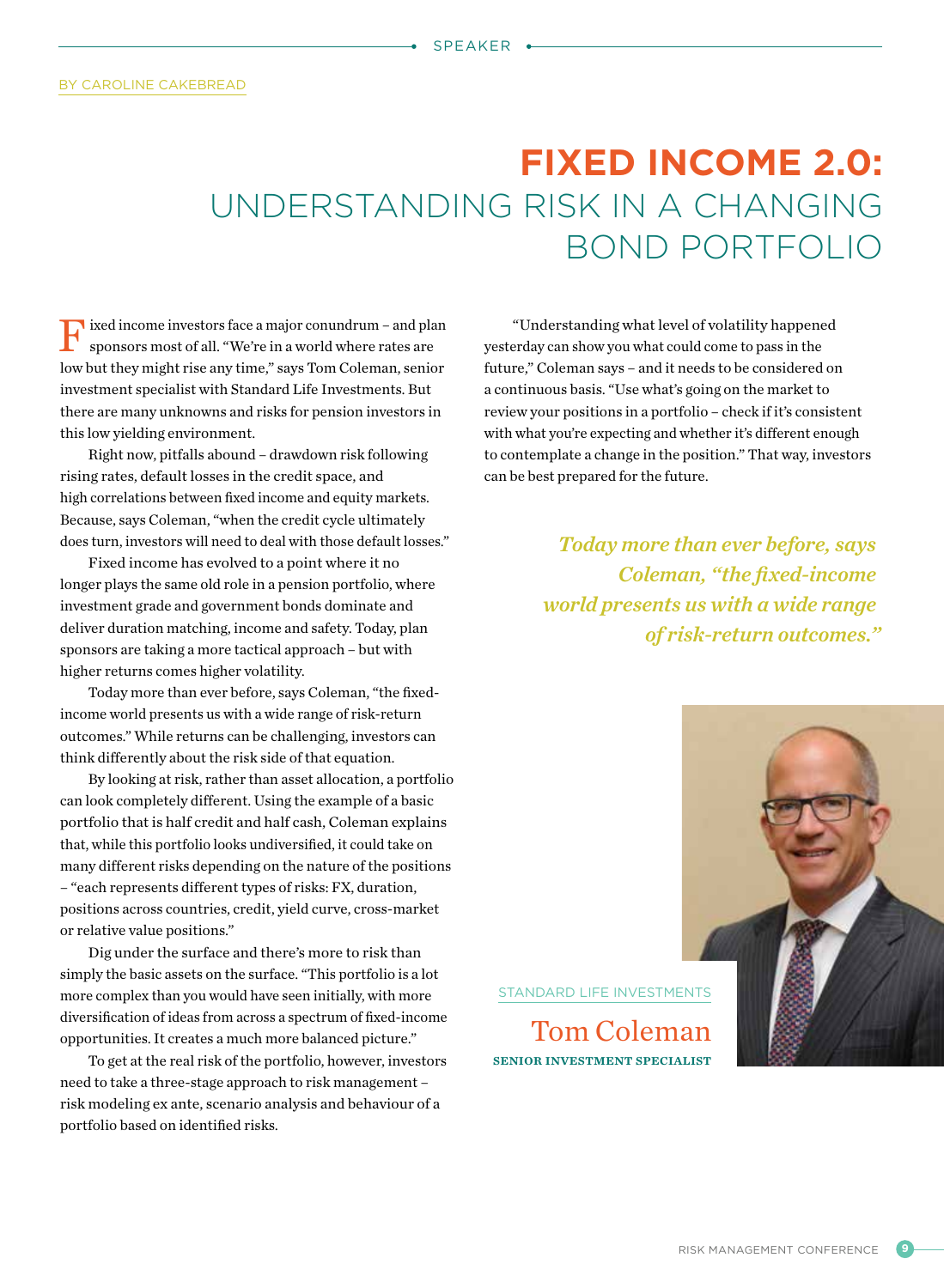SPEAKER

BY CAROLINE CAKEBREAD

# FIXED INCOME 2.0: UNDERSTANDING RISK IN A CHANGING BOND PORTFOLIO

Fixed income investors face a major conundrum – and plan sponsors most of all. "We're in a world where rates are low but they might rise any time," says Tom Coleman, senior investment specialist with Standard Life Investments. But there are many unknowns and risks for pension investors in this low yielding environment.

Right now, pitfalls abound – drawdown risk following rising rates, default losses in the credit space, and high correlations between fixed income and equity markets. Because, says Coleman, "when the credit cycle ultimately does turn, investors will need to deal with those default losses."

Fixed income has evolved to a point where it no longer plays the same old role in a pension portfolio, where investment grade and government bonds dominate and deliver duration matching, income and safety. Today, plan sponsors are taking a more tactical approach – but with higher returns comes higher volatility.

Today more than ever before, says Coleman, "the fixed-income world presents us with a wide range of risk-return outcomes." While returns can be challenging, investors can think differently about the risk side of that equation.

By looking at risk, rather than asset allocation, a portfolio can look completely different. Using the example of a basic portfolio that is half credit and half cash, Coleman explains that, while this portfolio looks undiversified, it could take on many different risks depending on the nature of the positions – "each represents different types of risks: FX, duration, positions across countries, credit, yield curve, cross-market or relative value positions."

Dig under the surface and there's more to risk than simply the basic assets on the surface. "This portfolio is a lot more complex than you would have seen initially, with more diversification of ideas from across a spectrum of fixed-income opportunities. It creates a much more balanced picture."

To get at the real risk of the portfolio, however, investors need to take a three-stage approach to risk management – risk modeling ex ante, scenario analysis and behaviour of a portfolio based on identified risks.

"Understanding what level of volatility happened yesterday can show you what could come to pass in the future," Coleman says – and it needs to be considered on a continuous basis. "Use what's going on the market to review your positions in a portfolio – check if it's consistent with what you're expecting and whether it's different enough to contemplate a change in the position." That way, investors can be best prepared for the future.

*Today more than ever before, says Coleman, "the fixed-income world presents us with a wide range of risk-return outcomes."*

STANDARD LIFE INVESTMENTS

Tom Coleman

**SENIOR INVESTMENT SPECIALIST**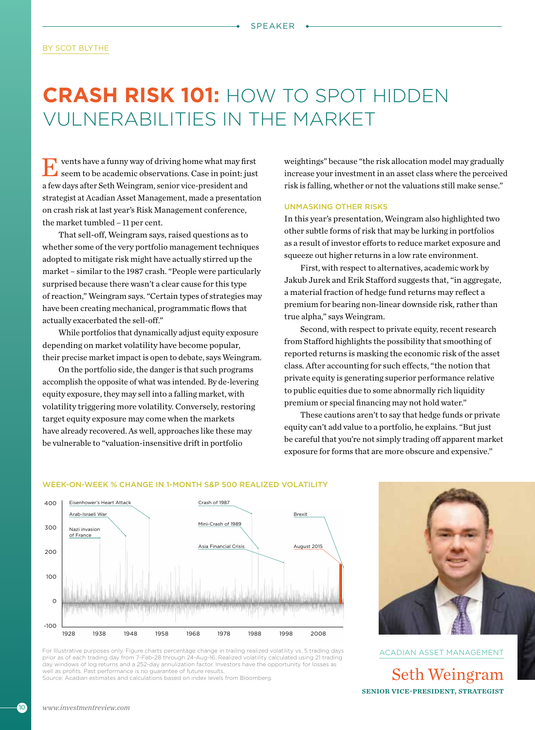BY SCOT BLYTHE

# CRASH RISK 101: HOW TO SPOT HIDDEN VULNERABILITIES IN THE MARKET

Events have a funny way of driving home what may first seem to be academic observations. Case in point: just a few days after Seth Weingram, senior vice-president and strategist at Acadian Asset Management, made a presentation on crash risk at last year's Risk Management conference, the market tumbled – 11 per cent.

That sell-off, Weingram says, raised questions as to whether some of the very portfolio management techniques adopted to mitigate risk might have actually stirred up the market – similar to the 1987 crash. "People were particularly surprised because there wasn't a clear cause for this type of reaction," Weingram says. "Certain types of strategies may have been creating mechanical, programmatic flows that actually exacerbated the sell-off."

While portfolios that dynamically adjust equity exposure depending on market volatility have become popular, their precise market impact is open to debate, says Weingram.

On the portfolio side, the danger is that such programs accomplish the opposite of what was intended. By de-levering equity exposure, they may sell into a falling market, with volatility triggering more volatility. Conversely, restoring target equity exposure may come when the markets have already recovered. As well, approaches like these may be vulnerable to "valuation-insensitive drift in portfolio weightings" because "the risk allocation model may gradually increase your investment in an asset class where the perceived risk is falling, whether or not the valuations still make sense."

## UNMASKING OTHER RISKS

In this year's presentation, Weingram also highlighted two other subtle forms of risk that may be lurking in portfolios as a result of investor efforts to reduce market exposure and squeeze out higher returns in a low rate environment.

First, with respect to alternatives, academic work by Jakub Jurek and Erik Stafford suggests that, "in aggregate, a material fraction of hedge fund returns may reflect a premium for bearing non-linear downside risk, rather than true alpha," says Weingram.

Second, with respect to private equity, recent research from Stafford highlights the possibility that smoothing of reported returns is masking the economic risk of the asset class. After accounting for such effects, "the notion that private equity is generating superior performance relative to public equities due to some abnormally rich liquidity premium or special financing may not hold water."

These cautions aren't to say that hedge funds or private equity can't add value to a portfolio, he explains. "But just be careful that you're not simply trading off apparent market exposure for forms that are more obscure and expensive."

### WEEK-ON-WEEK % CHANGE IN 1-MONTH S&P 500 REALIZED VOLATILITY

400
300
200
100
0
-100

1928 1938 1948 1958 1968 1978 1988 1998 2008

Eisenhower's Heart Attack
Arab-Israeli War
Nazi invasion of France
Crash of 1987
Mini-Crash of 1989
Asia Financial Crisis
Brexit
August 2015

For Illustrative purposes only. Figure charts percentage change in trailing realized volatility vs. 5 trading days prior as of each trading day from 7-Feb-28 through 24-Aug-16. Realized volatility calculated using 21 trading day windows of log returns and a 252-day annualization factor. Investors have the opportunity for losses as well as profits. Past performance is no guarantee of future results.
Source: Acadian estimates and calculations based on index levels from Bloomberg.

ACADIAN ASSET MANAGEMENT

**Seth Weingram**

**SENIOR VICE-PRESIDENT, STRATEGIST**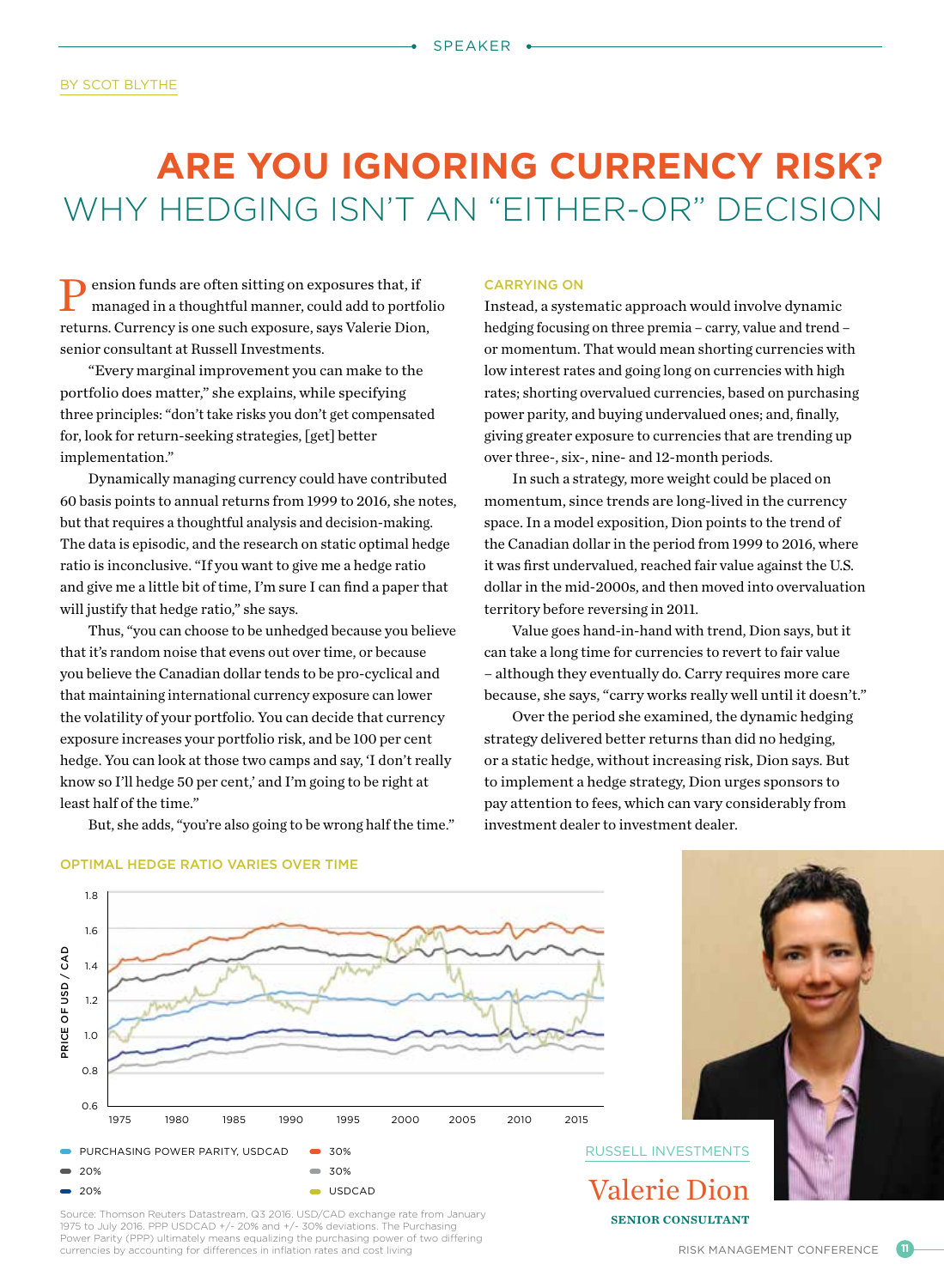SPEAKER

BY SCOT BLYTHE

# ARE YOU IGNORING CURRENCY RISK?

## WHY HEDGING ISN'T AN "EITHER-OR" DECISION

Pension funds are often sitting on exposures that, if managed in a thoughtful manner, could add to portfolio returns. Currency is one such exposure, says Valerie Dion, senior consultant at Russell Investments.

"Every marginal improvement you can make to the portfolio does matter," she explains, while specifying three principles: "don't take risks you don't get compensated for, look for return-seeking strategies, [get] better implementation."

Dynamically managing currency could have contributed 60 basis points to annual returns from 1999 to 2016, she notes, but that requires a thoughtful analysis and decision-making. The data is episodic, and the research on static optimal hedge ratio is inconclusive. "If you want to give me a hedge ratio and give me a little bit of time, I'm sure I can find a paper that will justify that hedge ratio," she says.

Thus, "you can choose to be unhedged because you believe that it's random noise that evens out over time, or because you believe the Canadian dollar tends to be pro-cyclical and that maintaining international currency exposure can lower the volatility of your portfolio. You can decide that currency exposure increases your portfolio risk, and be 100 per cent hedge. You can look at those two camps and say, 'I don't really know so I'll hedge 50 per cent,' and I'm going to be right at least half of the time."

But, she adds, "you're also going to be wrong half the time."

### CARRYING ON

Instead, a systematic approach would involve dynamic hedging focusing on three premia – carry, value and trend – or momentum. That would mean shorting currencies with low interest rates and going long on currencies with high rates; shorting overvalued currencies, based on purchasing power parity, and buying undervalued ones; and, finally, giving greater exposure to currencies that are trending up over three-, six-, nine- and 12-month periods.

In such a strategy, more weight could be placed on momentum, since trends are long-lived in the currency space. In a model exposition, Dion points to the trend of the Canadian dollar in the period from 1999 to 2016, where it was first undervalued, reached fair value against the U.S. dollar in the mid-2000s, and then moved into overvaluation territory before reversing in 2011.

Value goes hand-in-hand with trend, Dion says, but it can take a long time for currencies to revert to fair value – although they eventually do. Carry requires more care because, she says, "carry works really well until it doesn't."

Over the period she examined, the dynamic hedging strategy delivered better returns than did no hedging, or a static hedge, without increasing risk, Dion says. But to implement a hedge strategy, Dion urges sponsors to pay attention to fees, which can vary considerably from investment dealer to investment dealer.

### OPTIMAL HEDGE RATIO VARIES OVER TIME

PRICE OF USD / CAD

1.8
1.6
1.4
1.2
1.0
0.8
0.6

1975 1980 1985 1990 1995 2000 2005 2010 2015

PURCHASING POWER PARITY, USDCAD
30%
20%
30%
20%
USDCAD

Source: Thomson Reuters Datastream, Q3 2016. USD/CAD exchange rate from January 1975 to July 2016. PPP USDCAD +/- 20% and +/- 30% deviations. The Purchasing Power Parity (PPP) ultimately means equalizing the purchasing power of two differing currencies by accounting for differences in inflation rates and cost living

RUSSELL INVESTMENTS

Valerie Dion

**SENIOR CONSULTANT**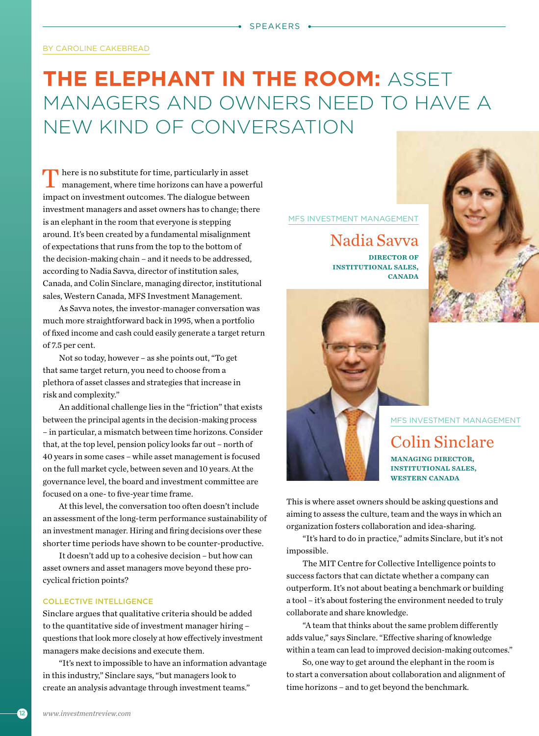BY CAROLINE CAKEBREAD

# THE ELEPHANT IN THE ROOM: ASSET MANAGERS AND OWNERS NEED TO HAVE A NEW KIND OF CONVERSATION

MFS INVESTMENT MANAGEMENT

**Nadia Savva**

**DIRECTOR OF INSTITUTIONAL SALES, CANADA**

MFS INVESTMENT MANAGEMENT

**Colin Sinclare**

**MANAGING DIRECTOR, INSTITUTIONAL SALES, WESTERN CANADA**

There is no substitute for time, particularly in asset management, where time horizons can have a powerful impact on investment outcomes. The dialogue between investment managers and asset owners has to change; there is an elephant in the room that everyone is stepping around. It's been created by a fundamental misalignment of expectations that runs from the top to the bottom of the decision-making chain – and it needs to be addressed, according to Nadia Savva, director of institution sales, Canada, and Colin Sinclare, managing director, institutional sales, Western Canada, MFS Investment Management.

As Savva notes, the investor-manager conversation was much more straightforward back in 1995, when a portfolio of fixed income and cash could easily generate a target return of 7.5 per cent.

Not so today, however – as she points out, "To get that same target return, you need to choose from a plethora of asset classes and strategies that increase in risk and complexity."

An additional challenge lies in the "friction" that exists between the principal agents in the decision-making process – in particular, a mismatch between time horizons. Consider that, at the top level, pension policy looks far out – north of 40 years in some cases – while asset management is focused on the full market cycle, between seven and 10 years. At the governance level, the board and investment committee are focused on a one- to five-year time frame.

At this level, the conversation too often doesn't include an assessment of the long-term performance sustainability of an investment manager. Hiring and firing decisions over these shorter time periods have shown to be counter-productive.

It doesn't add up to a cohesive decision – but how can asset owners and asset managers move beyond these pro-cyclical friction points?

## COLLECTIVE INTELLIGENCE

Sinclare argues that qualitative criteria should be added to the quantitative side of investment manager hiring – questions that look more closely at how effectively investment managers make decisions and execute them.

"It's next to impossible to have an information advantage in this industry," Sinclare says, "but managers look to create an analysis advantage through investment teams."

This is where asset owners should be asking questions and aiming to assess the culture, team and the ways in which an organization fosters collaboration and idea-sharing.

"It's hard to do in practice," admits Sinclare, but it's not impossible.

The MIT Centre for Collective Intelligence points to success factors that can dictate whether a company can outperform. It's not about beating a benchmark or building a tool – it's about fostering the environment needed to truly collaborate and share knowledge.

"A team that thinks about the same problem differently adds value," says Sinclare. "Effective sharing of knowledge within a team can lead to improved decision-making outcomes."

So, one way to get around the elephant in the room is to start a conversation about collaboration and alignment of time horizons – and to get beyond the benchmark.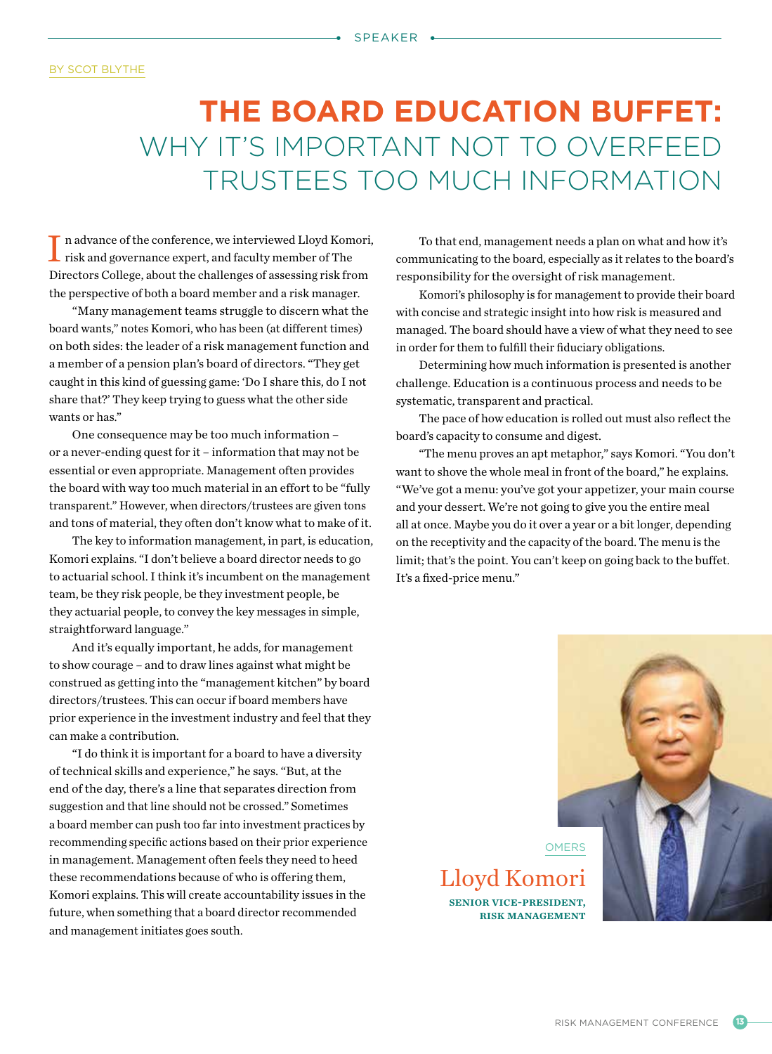SPEAKER

BY SCOT BLYTHE

# THE BOARD EDUCATION BUFFET: WHY IT'S IMPORTANT NOT TO OVERFEED TRUSTEES TOO MUCH INFORMATION

In advance of the conference, we interviewed Lloyd Komori, risk and governance expert, and faculty member of The Directors College, about the challenges of assessing risk from the perspective of both a board member and a risk manager.

"Many management teams struggle to discern what the board wants," notes Komori, who has been (at different times) on both sides: the leader of a risk management function and a member of a pension plan's board of directors. "They get caught in this kind of guessing game: 'Do I share this, do I not share that?' They keep trying to guess what the other side wants or has."

One consequence may be too much information – or a never-ending quest for it – information that may not be essential or even appropriate. Management often provides the board with way too much material in an effort to be "fully transparent." However, when directors/trustees are given tons and tons of material, they often don't know what to make of it.

The key to information management, in part, is education, Komori explains. "I don't believe a board director needs to go to actuarial school. I think it's incumbent on the management team, be they risk people, be they investment people, be they actuarial people, to convey the key messages in simple, straightforward language."

And it's equally important, he adds, for management to show courage – and to draw lines against what might be construed as getting into the "management kitchen" by board directors/trustees. This can occur if board members have prior experience in the investment industry and feel that they can make a contribution.

"I do think it is important for a board to have a diversity of technical skills and experience," he says. "But, at the end of the day, there's a line that separates direction from suggestion and that line should not be crossed." Sometimes a board member can push too far into investment practices by recommending specific actions based on their prior experience in management. Management often feels they need to heed these recommendations because of who is offering them, Komori explains. This will create accountability issues in the future, when something that a board director recommended and management initiates goes south.

To that end, management needs a plan on what and how it's communicating to the board, especially as it relates to the board's responsibility for the oversight of risk management.

Komori's philosophy is for management to provide their board with concise and strategic insight into how risk is measured and managed. The board should have a view of what they need to see in order for them to fulfill their fiduciary obligations.

Determining how much information is presented is another challenge. Education is a continuous process and needs to be systematic, transparent and practical.

The pace of how education is rolled out must also reflect the board's capacity to consume and digest.

"The menu proves an apt metaphor," says Komori. "You don't want to shove the whole meal in front of the board," he explains. "We've got a menu: you've got your appetizer, your main course and your dessert. We're not going to give you the entire meal all at once. Maybe you do it over a year or a bit longer, depending on the receptivity and the capacity of the board. The menu is the limit; that's the point. You can't keep on going back to the buffet. It's a fixed-price menu."

OMERS

**Lloyd Komori**

**SENIOR VICE-PRESIDENT, RISK MANAGEMENT**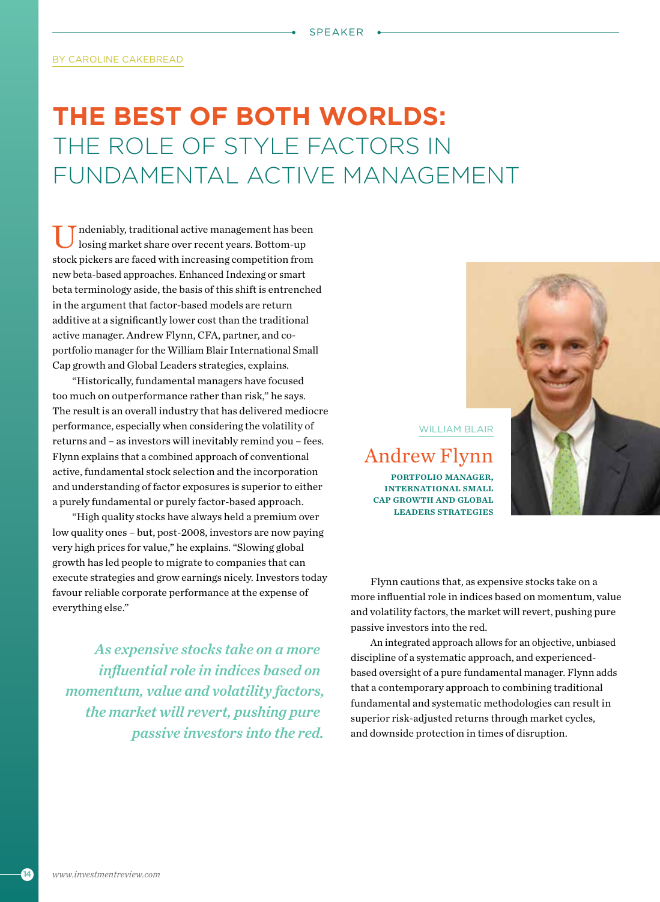SPEAKER

BY CAROLINE CAKEBREAD

# THE BEST OF BOTH WORLDS: THE ROLE OF STYLE FACTORS IN FUNDAMENTAL ACTIVE MANAGEMENT

Undeniably, traditional active management has been losing market share over recent years. Bottom-up stock pickers are faced with increasing competition from new beta-based approaches. Enhanced Indexing or smart beta terminology aside, the basis of this shift is entrenched in the argument that factor-based models are return additive at a significantly lower cost than the traditional active manager. Andrew Flynn, CFA, partner, and co-portfolio manager for the William Blair International Small Cap growth and Global Leaders strategies, explains.

"Historically, fundamental managers have focused too much on outperformance rather than risk," he says. The result is an overall industry that has delivered mediocre performance, especially when considering the volatility of returns and – as investors will inevitably remind you – fees. Flynn explains that a combined approach of conventional active, fundamental stock selection and the incorporation and understanding of factor exposures is superior to either a purely fundamental or purely factor-based approach.

"High quality stocks have always held a premium over low quality ones – but, post-2008, investors are now paying very high prices for value," he explains. "Slowing global growth has led people to migrate to companies that can execute strategies and grow earnings nicely. Investors today favour reliable corporate performance at the expense of everything else."

> *As expensive stocks take on a more influential role in indices based on momentum, value and volatility factors, the market will revert, pushing pure passive investors into the red.*

WILLIAM BLAIR

**Andrew Flynn**

**PORTFOLIO MANAGER, INTERNATIONAL SMALL CAP GROWTH AND GLOBAL LEADERS STRATEGIES**

Flynn cautions that, as expensive stocks take on a more influential role in indices based on momentum, value and volatility factors, the market will revert, pushing pure passive investors into the red.

An integrated approach allows for an objective, unbiased discipline of a systematic approach, and experienced-based oversight of a pure fundamental manager. Flynn adds that a contemporary approach to combining traditional fundamental and systematic methodologies can result in superior risk-adjusted returns through market cycles, and downside protection in times of disruption.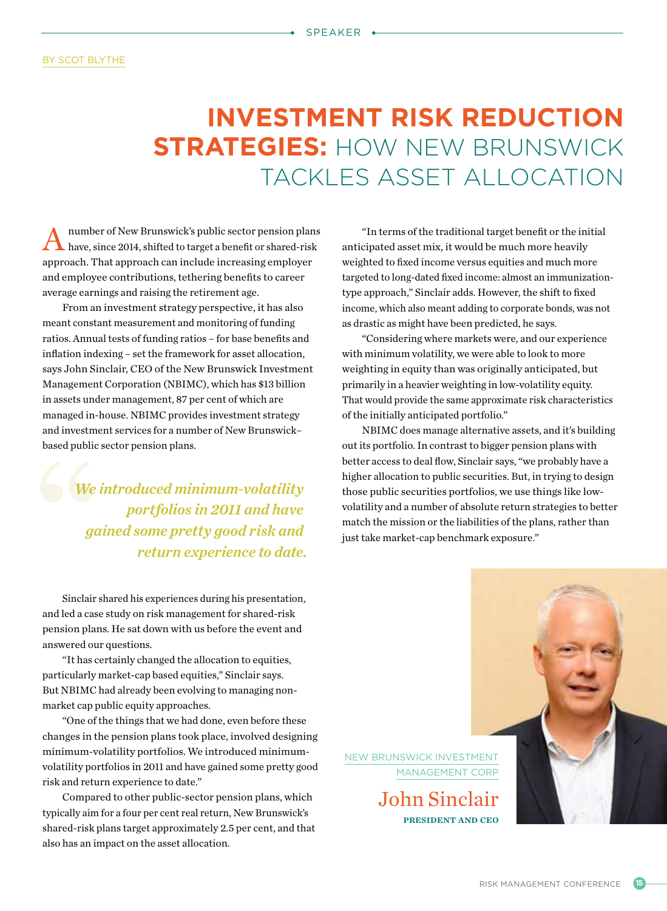SPEAKER

BY SCOT BLYTHE

# INVESTMENT RISK REDUCTION STRATEGIES: HOW NEW BRUNSWICK TACKLES ASSET ALLOCATION

A number of New Brunswick's public sector pension plans have, since 2014, shifted to target a benefit or shared-risk approach. That approach can include increasing employer and employee contributions, tethering benefits to career average earnings and raising the retirement age.

From an investment strategy perspective, it has also meant constant measurement and monitoring of funding ratios. Annual tests of funding ratios – for base benefits and inflation indexing – set the framework for asset allocation, says John Sinclair, CEO of the New Brunswick Investment Management Corporation (NBIMC), which has $13 billion in assets under management, 87 per cent of which are managed in-house. NBIMC provides investment strategy and investment services for a number of New Brunswick–based public sector pension plans.

> *We introduced minimum-volatility portfolios in 2011 and have gained some pretty good risk and return experience to date.*

Sinclair shared his experiences during his presentation, and led a case study on risk management for shared-risk pension plans. He sat down with us before the event and answered our questions.

"It has certainly changed the allocation to equities, particularly market-cap based equities," Sinclair says. But NBIMC had already been evolving to managing non-market cap public equity approaches.

"One of the things that we had done, even before these changes in the pension plans took place, involved designing minimum-volatility portfolios. We introduced minimum-volatility portfolios in 2011 and have gained some pretty good risk and return experience to date."

Compared to other public-sector pension plans, which typically aim for a four per cent real return, New Brunswick's shared-risk plans target approximately 2.5 per cent, and that also has an impact on the asset allocation.

"In terms of the traditional target benefit or the initial anticipated asset mix, it would be much more heavily weighted to fixed income versus equities and much more targeted to long-dated fixed income: almost an immunization-type approach," Sinclair adds. However, the shift to fixed income, which also meant adding to corporate bonds, was not as drastic as might have been predicted, he says.

"Considering where markets were, and our experience with minimum volatility, we were able to look to more weighting in equity than was originally anticipated, but primarily in a heavier weighting in low-volatility equity. That would provide the same approximate risk characteristics of the initially anticipated portfolio."

NBIMC does manage alternative assets, and it's building out its portfolio. In contrast to bigger pension plans with better access to deal flow, Sinclair says, "we probably have a higher allocation to public securities. But, in trying to design those public securities portfolios, we use things like low-volatility and a number of absolute return strategies to better match the mission or the liabilities of the plans, rather than just take market-cap benchmark exposure."

NEW BRUNSWICK INVESTMENT MANAGEMENT CORP

John Sinclair

**PRESIDENT AND CEO**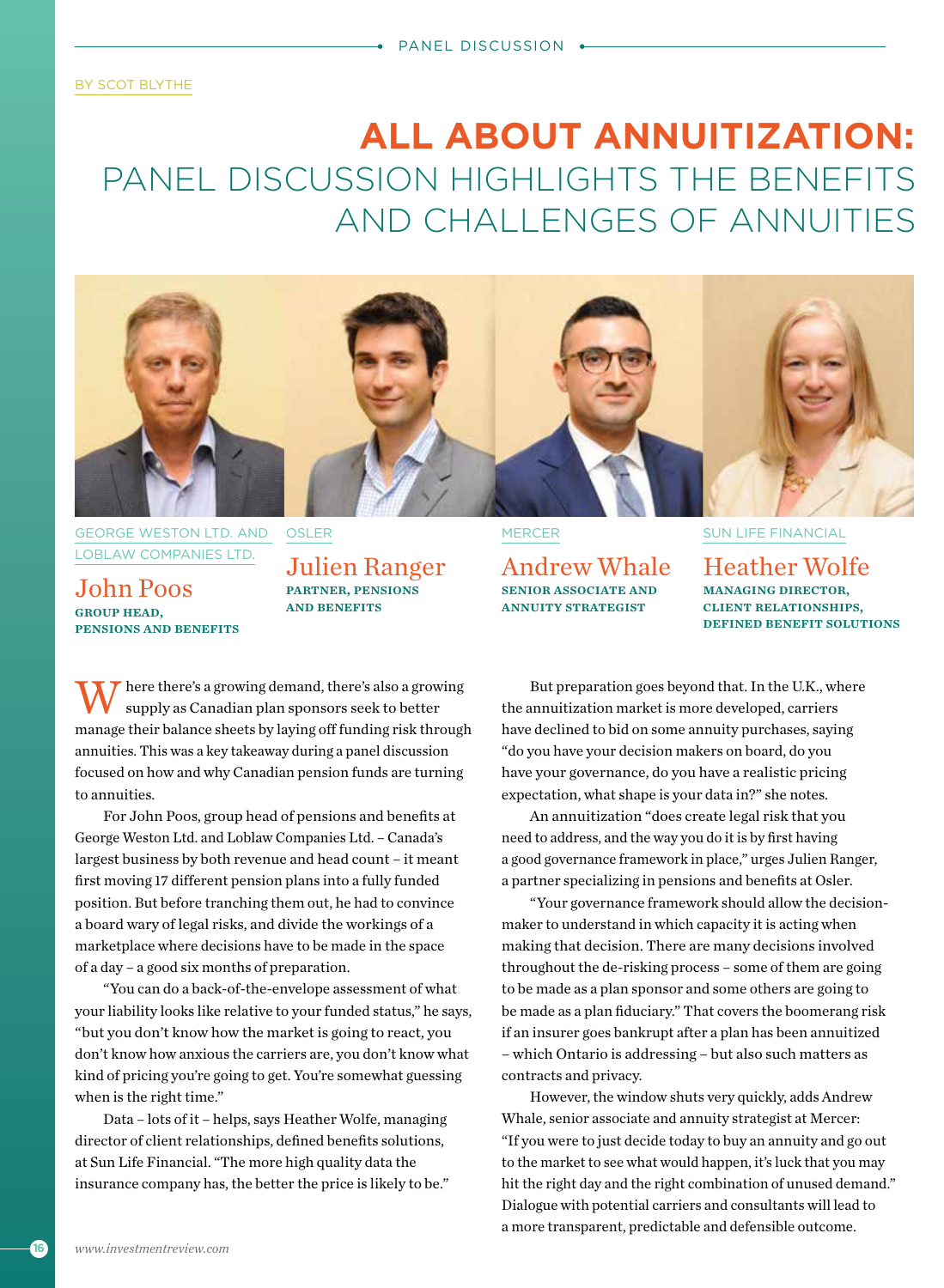BY SCOT BLYTHE

# ALL ABOUT ANNUITIZATION: PANEL DISCUSSION HIGHLIGHTS THE BENEFITS AND CHALLENGES OF ANNUITIES

GEORGE WESTON LTD. AND LOBLAW COMPANIES LTD.
**John Poos**
GROUP HEAD, PENSIONS AND BENEFITS

OSLER
**Julien Ranger**
PARTNER, PENSIONS AND BENEFITS

MERCER
**Andrew Whale**
SENIOR ASSOCIATE AND ANNUITY STRATEGIST

SUN LIFE FINANCIAL
**Heather Wolfe**
MANAGING DIRECTOR, CLIENT RELATIONSHIPS, DEFINED BENEFIT SOLUTIONS

Where there's a growing demand, there's also a growing supply as Canadian plan sponsors seek to better manage their balance sheets by laying off funding risk through annuities. This was a key takeaway during a panel discussion focused on how and why Canadian pension funds are turning to annuities.

For John Poos, group head of pensions and benefits at George Weston Ltd. and Loblaw Companies Ltd. – Canada's largest business by both revenue and head count – it meant first moving 17 different pension plans into a fully funded position. But before tranching them out, he had to convince a board wary of legal risks, and divide the workings of a marketplace where decisions have to be made in the space of a day – a good six months of preparation.

"You can do a back-of-the-envelope assessment of what your liability looks like relative to your funded status," he says, "but you don't know how the market is going to react, you don't know how anxious the carriers are, you don't know what kind of pricing you're going to get. You're somewhat guessing when is the right time."

Data – lots of it – helps, says Heather Wolfe, managing director of client relationships, defined benefits solutions, at Sun Life Financial. "The more high quality data the insurance company has, the better the price is likely to be."

But preparation goes beyond that. In the U.K., where the annuitization market is more developed, carriers have declined to bid on some annuity purchases, saying "do you have your decision makers on board, do you have your governance, do you have a realistic pricing expectation, what shape is your data in?" she notes.

An annuitization "does create legal risk that you need to address, and the way you do it is by first having a good governance framework in place," urges Julien Ranger, a partner specializing in pensions and benefits at Osler.

"Your governance framework should allow the decision-maker to understand in which capacity it is acting when making that decision. There are many decisions involved throughout the de-risking process – some of them are going to be made as a plan sponsor and some others are going to be made as a plan fiduciary." That covers the boomerang risk if an insurer goes bankrupt after a plan has been annuitized – which Ontario is addressing – but also such matters as contracts and privacy.

However, the window shuts very quickly, adds Andrew Whale, senior associate and annuity strategist at Mercer: "If you were to just decide today to buy an annuity and go out to the market to see what would happen, it's luck that you may hit the right day and the right combination of unused demand." Dialogue with potential carriers and consultants will lead to a more transparent, predictable and defensible outcome.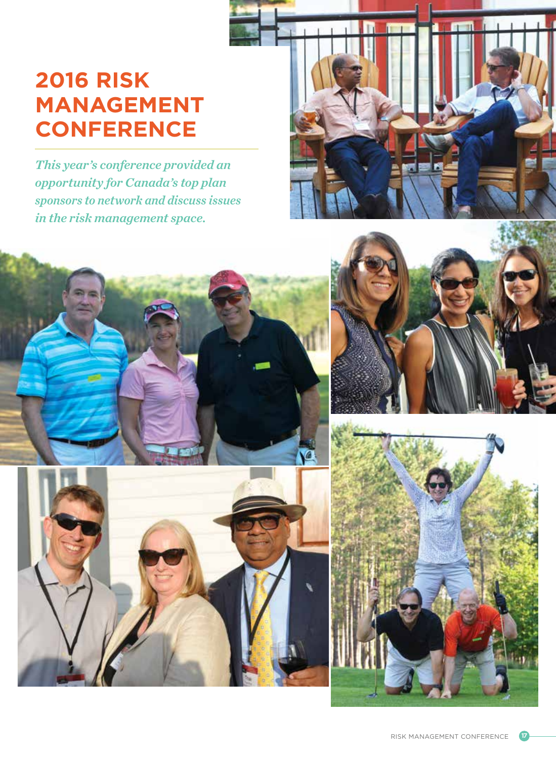# 2016 RISK MANAGEMENT CONFERENCE

*This year's conference provided an opportunity for Canada's top plan sponsors to network and discuss issues in the risk management space.*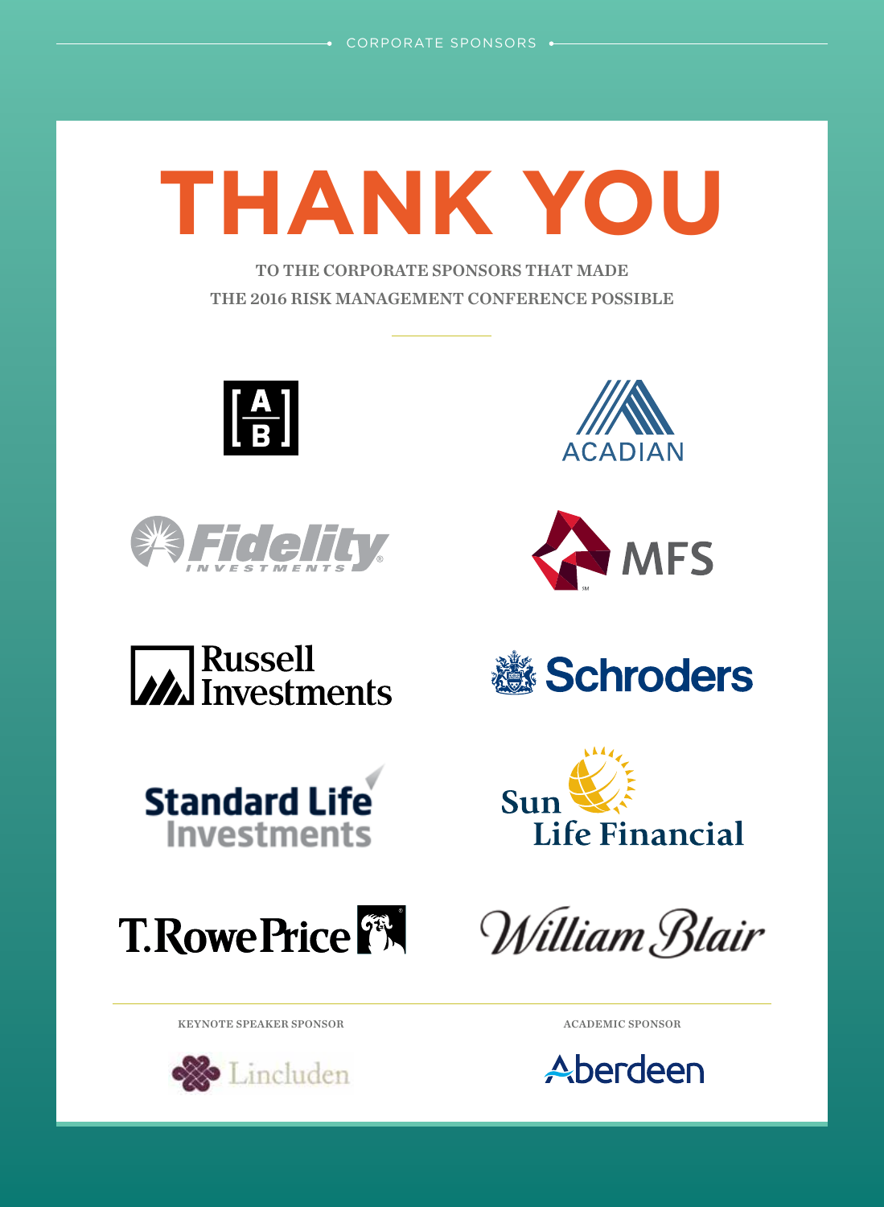CORPORATE SPONSORS

# THANK YOU

TO THE CORPORATE SPONSORS THAT MADE
THE 2016 RISK MANAGEMENT CONFERENCE POSSIBLE

AB

ACADIAN

Fidelity Investments

MFS

Russell Investments

Schroders

Standard Life Investments

Sun Life Financial

T.Rowe Price

William Blair

KEYNOTE SPEAKER SPONSOR

Lincluden

ACADEMIC SPONSOR

Aberdeen